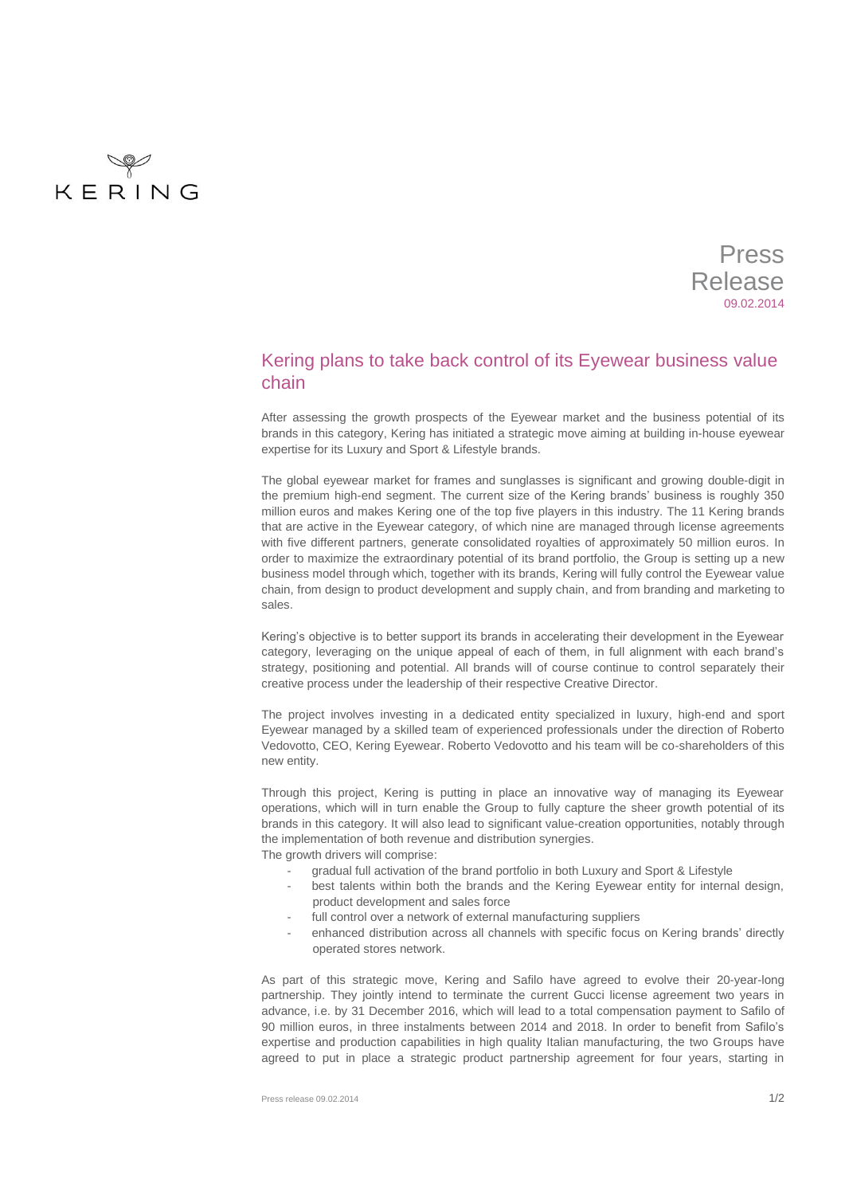KERING

Press Release
09.02.2014

# Kering plans to take back control of its Eyewear business value chain

After assessing the growth prospects of the Eyewear market and the business potential of its brands in this category, Kering has initiated a strategic move aiming at building in-house eyewear expertise for its Luxury and Sport & Lifestyle brands.

The global eyewear market for frames and sunglasses is significant and growing double-digit in the premium high-end segment. The current size of the Kering brands' business is roughly 350 million euros and makes Kering one of the top five players in this industry. The 11 Kering brands that are active in the Eyewear category, of which nine are managed through license agreements with five different partners, generate consolidated royalties of approximately 50 million euros. In order to maximize the extraordinary potential of its brand portfolio, the Group is setting up a new business model through which, together with its brands, Kering will fully control the Eyewear value chain, from design to product development and supply chain, and from branding and marketing to sales.

Kering's objective is to better support its brands in accelerating their development in the Eyewear category, leveraging on the unique appeal of each of them, in full alignment with each brand's strategy, positioning and potential. All brands will of course continue to control separately their creative process under the leadership of their respective Creative Director.

The project involves investing in a dedicated entity specialized in luxury, high-end and sport Eyewear managed by a skilled team of experienced professionals under the direction of Roberto Vedovotto, CEO, Kering Eyewear. Roberto Vedovotto and his team will be co-shareholders of this new entity.

Through this project, Kering is putting in place an innovative way of managing its Eyewear operations, which will in turn enable the Group to fully capture the sheer growth potential of its brands in this category. It will also lead to significant value-creation opportunities, notably through the implementation of both revenue and distribution synergies.
The growth drivers will comprise:

- gradual full activation of the brand portfolio in both Luxury and Sport & Lifestyle
- best talents within both the brands and the Kering Eyewear entity for internal design, product development and sales force
- full control over a network of external manufacturing suppliers
- enhanced distribution across all channels with specific focus on Kering brands' directly operated stores network.

As part of this strategic move, Kering and Safilo have agreed to evolve their 20-year-long partnership. They jointly intend to terminate the current Gucci license agreement two years in advance, i.e. by 31 December 2016, which will lead to a total compensation payment to Safilo of 90 million euros, in three instalments between 2014 and 2018. In order to benefit from Safilo's expertise and production capabilities in high quality Italian manufacturing, the two Groups have agreed to put in place a strategic product partnership agreement for four years, starting in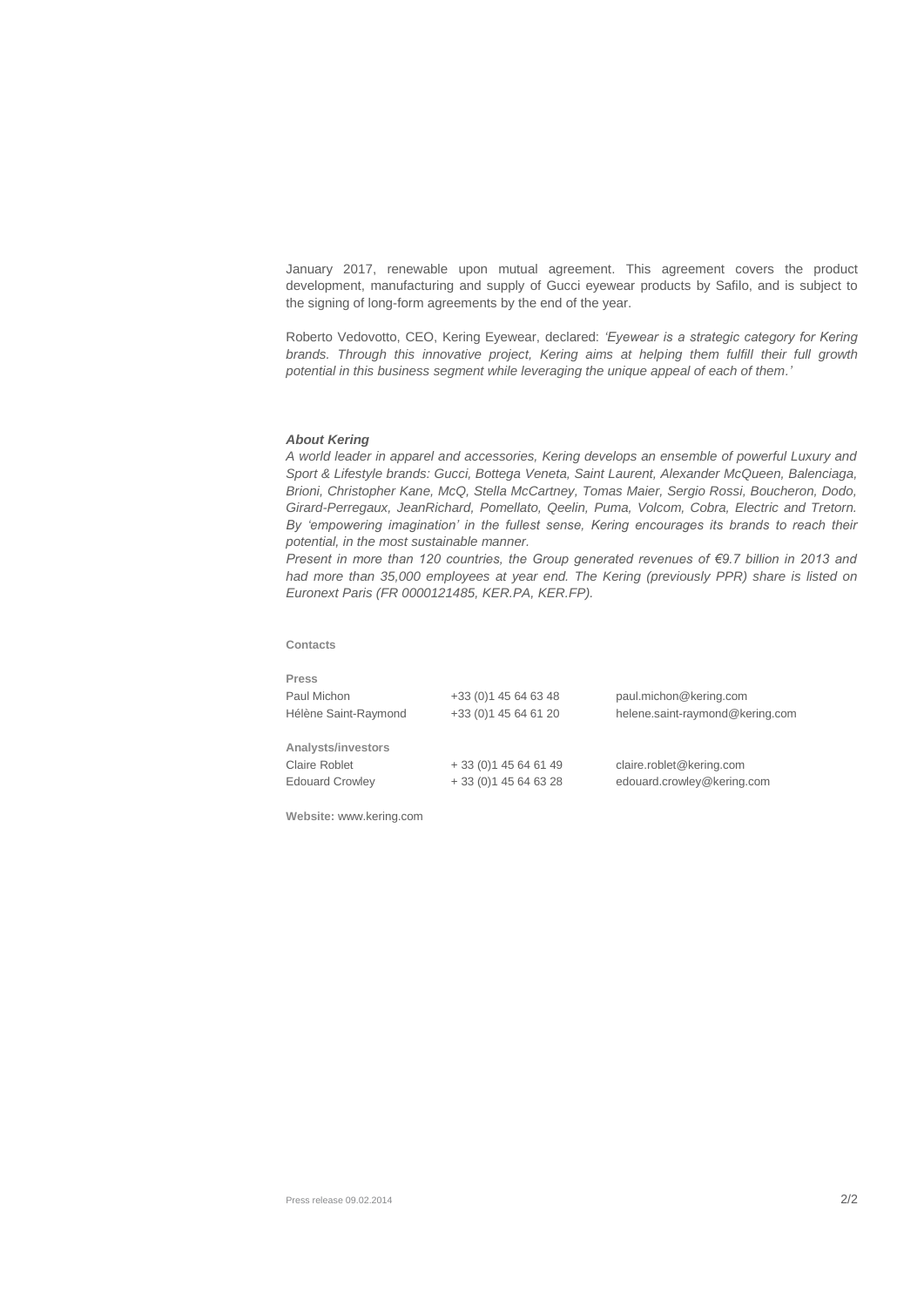January 2017, renewable upon mutual agreement. This agreement covers the product development, manufacturing and supply of Gucci eyewear products by Safilo, and is subject to the signing of long-form agreements by the end of the year.

Roberto Vedovotto, CEO, Kering Eyewear, declared: *'Eyewear is a strategic category for Kering brands. Through this innovative project, Kering aims at helping them fulfill their full growth potential in this business segment while leveraging the unique appeal of each of them.'*

***About Kering***

*A world leader in apparel and accessories, Kering develops an ensemble of powerful Luxury and Sport & Lifestyle brands: Gucci, Bottega Veneta, Saint Laurent, Alexander McQueen, Balenciaga, Brioni, Christopher Kane, McQ, Stella McCartney, Tomas Maier, Sergio Rossi, Boucheron, Dodo, Girard-Perregaux, JeanRichard, Pomellato, Qeelin, Puma, Volcom, Cobra, Electric and Tretorn. By 'empowering imagination' in the fullest sense, Kering encourages its brands to reach their potential, in the most sustainable manner.*

*Present in more than 120 countries, the Group generated revenues of €9.7 billion in 2013 and had more than 35,000 employees at year end. The Kering (previously PPR) share is listed on Euronext Paris (FR 0000121485, KER.PA, KER.FP).*

**Contacts**

| | | |
|---|---|---|
| **Press** | | |
| Paul Michon | +33 (0)1 45 64 63 48 | paul.michon@kering.com |
| Hélène Saint-Raymond | +33 (0)1 45 64 61 20 | helene.saint-raymond@kering.com |
| **Analysts/investors** | | |
| Claire Roblet | + 33 (0)1 45 64 61 49 | claire.roblet@kering.com |
| Edouard Crowley | + 33 (0)1 45 64 63 28 | edouard.crowley@kering.com |

**Website:** www.kering.com

Press release 09.02.2014